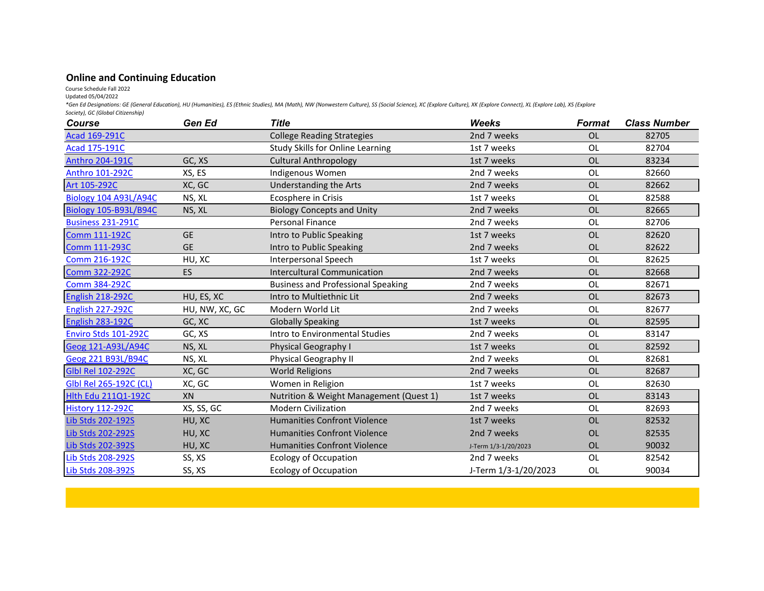## Online and Continuing Education

Course Schedule Fall 2022
Updated 05/04/2022

*Gen Ed Designations: GE (General Education), HU (Humanities), ES (Ethnic Studies), MA (Math), NW (Nonwestern Culture), SS (Social Science), XC (Explore Culture), XK (Explore Connect), XL (Explore Lab), XS (Explore Society), GC (Global Citizenship)

| Course | Gen Ed | Title | Weeks | Format | Class Number |
|---|---|---|---|---|---|
| Acad 169-291C | | College Reading Strategies | 2nd 7 weeks | OL | 82705 |
| Acad 175-191C | | Study Skills for Online Learning | 1st 7 weeks | OL | 82704 |
| Anthro 204-191C | GC, XS | Cultural Anthropology | 1st 7 weeks | OL | 83234 |
| Anthro 101-292C | XS, ES | Indigenous Women | 2nd 7 weeks | OL | 82660 |
| Art 105-292C | XC, GC | Understanding the Arts | 2nd 7 weeks | OL | 82662 |
| Biology 104 A93L/A94C | NS, XL | Ecosphere in Crisis | 1st 7 weeks | OL | 82588 |
| Biology 105-B93L/B94C | NS, XL | Biology Concepts and Unity | 2nd 7 weeks | OL | 82665 |
| Business 231-291C | | Personal Finance | 2nd 7 weeks | OL | 82706 |
| Comm 111-192C | GE | Intro to Public Speaking | 1st 7 weeks | OL | 82620 |
| Comm 111-293C | GE | Intro to Public Speaking | 2nd 7 weeks | OL | 82622 |
| Comm 216-192C | HU, XC | Interpersonal Speech | 1st 7 weeks | OL | 82625 |
| Comm 322-292C | ES | Intercultural Communication | 2nd 7 weeks | OL | 82668 |
| Comm 384-292C | | Business and Professional Speaking | 2nd 7 weeks | OL | 82671 |
| English 218-292C | HU, ES, XC | Intro to Multiethnic Lit | 2nd 7 weeks | OL | 82673 |
| English 227-292C | HU, NW, XC, GC | Modern World Lit | 2nd 7 weeks | OL | 82677 |
| English 283-192C | GC, XC | Globally Speaking | 1st 7 weeks | OL | 82595 |
| Enviro Stds 101-292C | GC, XS | Intro to Environmental Studies | 2nd 7 weeks | OL | 83147 |
| Geog 121-A93L/A94C | NS, XL | Physical Geography I | 1st 7 weeks | OL | 82592 |
| Geog 221 B93L/B94C | NS, XL | Physical Geography II | 2nd 7 weeks | OL | 82681 |
| Glbl Rel 102-292C | XC, GC | World Religions | 2nd 7 weeks | OL | 82687 |
| Glbl Rel 265-192C (CL) | XC, GC | Women in Religion | 1st 7 weeks | OL | 82630 |
| Hlth Edu 211Q1-192C | XN | Nutrition & Weight Management (Quest 1) | 1st 7 weeks | OL | 83143 |
| History 112-292C | XS, SS, GC | Modern Civilization | 2nd 7 weeks | OL | 82693 |
| Lib Stds 202-192S | HU, XC | Humanities Confront Violence | 1st 7 weeks | OL | 82532 |
| Lib Stds 202-292S | HU, XC | Humanities Confront Violence | 2nd 7 weeks | OL | 82535 |
| Lib Stds 202-392S | HU, XC | Humanities Confront Violence | J-Term 1/3-1/20/2023 | OL | 90032 |
| Lib Stds 208-292S | SS, XS | Ecology of Occupation | 2nd 7 weeks | OL | 82542 |
| Lib Stds 208-392S | SS, XS | Ecology of Occupation | J-Term 1/3-1/20/2023 | OL | 90034 |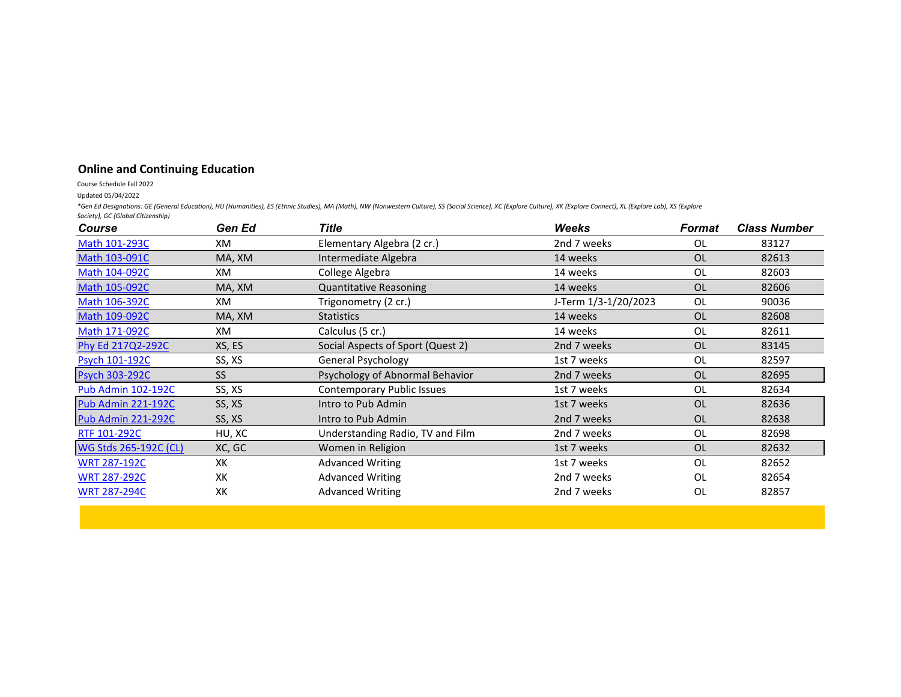## Online and Continuing Education

Course Schedule Fall 2022

Updated 05/04/2022

*\*Gen Ed Designations: GE (General Education), HU (Humanities), ES (Ethnic Studies), MA (Math), NW (Nonwestern Culture), SS (Social Science), XC (Explore Culture), XK (Explore Connect), XL (Explore Lab), XS (Explore Society), GC (Global Citizenship)*

| Course | Gen Ed | Title | Weeks | Format | Class Number |
|---|---|---|---|---|---|
| Math 101-293C | XM | Elementary Algebra (2 cr.) | 2nd 7 weeks | OL | 83127 |
| Math 103-091C | MA, XM | Intermediate Algebra | 14 weeks | OL | 82613 |
| Math 104-092C | XM | College Algebra | 14 weeks | OL | 82603 |
| Math 105-092C | MA, XM | Quantitative Reasoning | 14 weeks | OL | 82606 |
| Math 106-392C | XM | Trigonometry (2 cr.) | J-Term 1/3-1/20/2023 | OL | 90036 |
| Math 109-092C | MA, XM | Statistics | 14 weeks | OL | 82608 |
| Math 171-092C | XM | Calculus (5 cr.) | 14 weeks | OL | 82611 |
| Phy Ed 217Q2-292C | XS, ES | Social Aspects of Sport (Quest 2) | 2nd 7 weeks | OL | 83145 |
| Psych 101-192C | SS, XS | General Psychology | 1st 7 weeks | OL | 82597 |
| Psych 303-292C | SS | Psychology of Abnormal Behavior | 2nd 7 weeks | OL | 82695 |
| Pub Admin 102-192C | SS, XS | Contemporary Public Issues | 1st 7 weeks | OL | 82634 |
| Pub Admin 221-192C | SS, XS | Intro to Pub Admin | 1st 7 weeks | OL | 82636 |
| Pub Admin 221-292C | SS, XS | Intro to Pub Admin | 2nd 7 weeks | OL | 82638 |
| RTF 101-292C | HU, XC | Understanding Radio, TV and Film | 2nd 7 weeks | OL | 82698 |
| WG Stds 265-192C (CL) | XC, GC | Women in Religion | 1st 7 weeks | OL | 82632 |
| WRT 287-192C | XK | Advanced Writing | 1st 7 weeks | OL | 82652 |
| WRT 287-292C | XK | Advanced Writing | 2nd 7 weeks | OL | 82654 |
| WRT 287-294C | XK | Advanced Writing | 2nd 7 weeks | OL | 82857 |